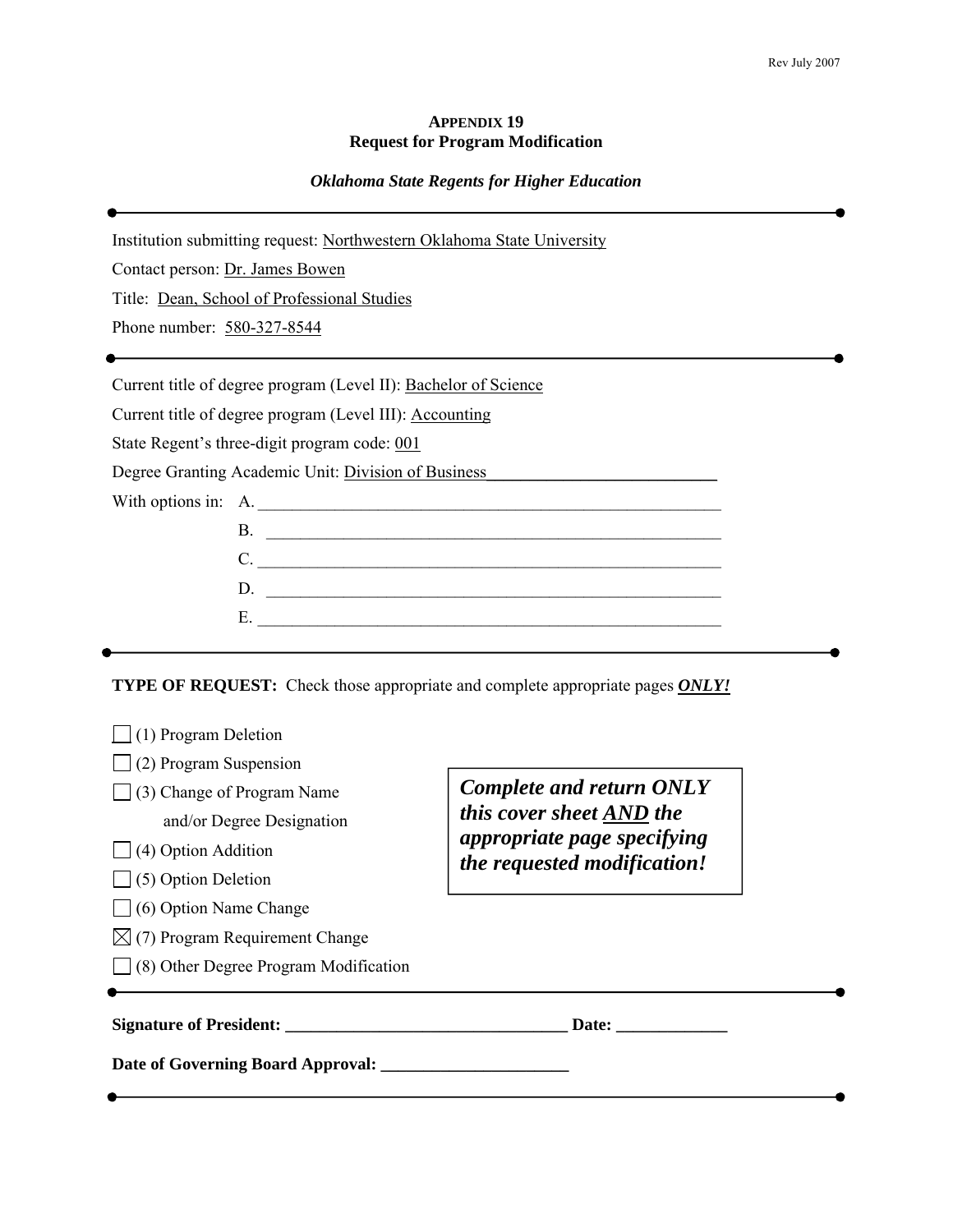Rev July 2007

**APPENDIX 19**
**Request for Program Modification**

***Oklahoma State Regents for Higher Education***

---

Institution submitting request: Northwestern Oklahoma State University

Contact person: Dr. James Bowen

Title: Dean, School of Professional Studies

Phone number: 580-327-8544

---

Current title of degree program (Level II): Bachelor of Science

Current title of degree program (Level III): Accounting

State Regent's three-digit program code: 001

Degree Granting Academic Unit: Division of Business

With options in:
A. ____________________
B. ____________________
C. ____________________
D. ____________________
E. ____________________

---

**TYPE OF REQUEST:** Check those appropriate and complete appropriate pages ***ONLY!***

- ☐ (1) Program Deletion
- ☐ (2) Program Suspension
- ☐ (3) Change of Program Name and/or Degree Designation
- ☐ (4) Option Addition
- ☐ (5) Option Deletion
- ☐ (6) Option Name Change
- ☒ (7) Program Requirement Change
- ☐ (8) Other Degree Program Modification

***Complete and return ONLY this cover sheet AND the appropriate page specifying the requested modification!***

---

**Signature of President:** ____________________ **Date:** __________

**Date of Governing Board Approval:** ____________________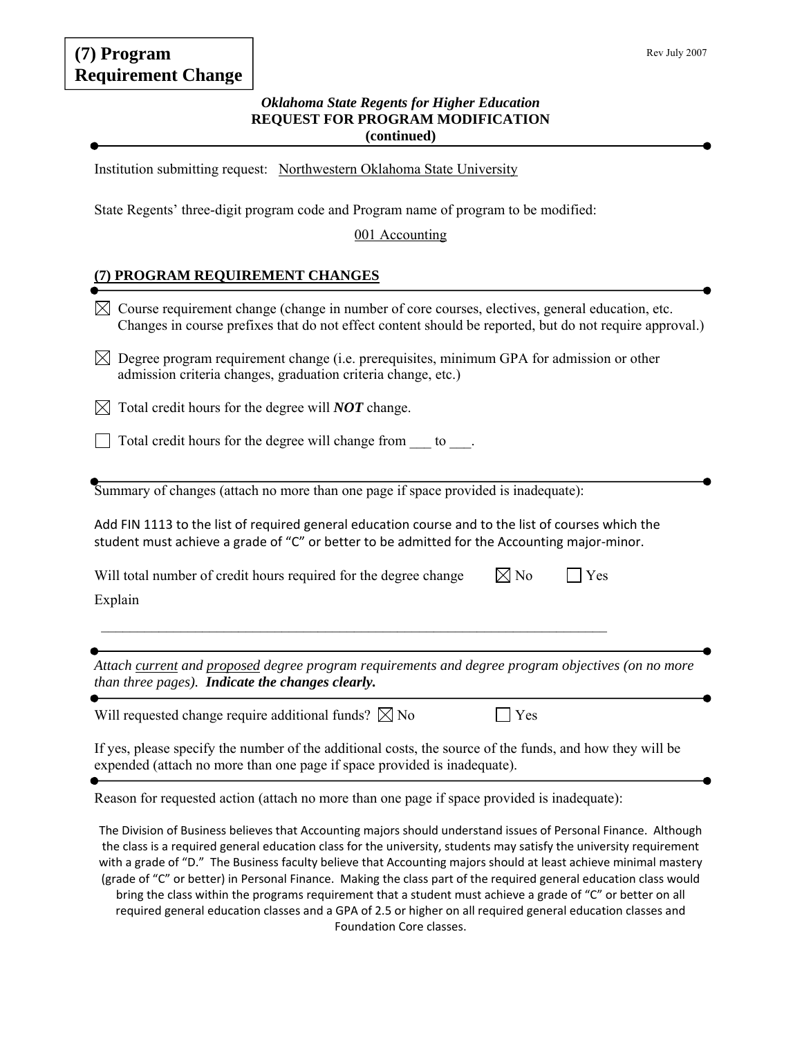**(7) Program Requirement Change**

Rev July 2007

***Oklahoma State Regents for Higher Education***
**REQUEST FOR PROGRAM MODIFICATION**
**(continued)**

Institution submitting request: Northwestern Oklahoma State University

State Regents' three-digit program code and Program name of program to be modified:

001 Accounting

## (7) PROGRAM REQUIREMENT CHANGES

☒ Course requirement change (change in number of core courses, electives, general education, etc. Changes in course prefixes that do not effect content should be reported, but do not require approval.)

☒ Degree program requirement change (i.e. prerequisites, minimum GPA for admission or other admission criteria changes, graduation criteria change, etc.)

☒ Total credit hours for the degree will ***NOT*** change.

☐ Total credit hours for the degree will change from ___ to ___.

Summary of changes (attach no more than one page if space provided is inadequate):

Add FIN 1113 to the list of required general education course and to the list of courses which the student must achieve a grade of "C" or better to be admitted for the Accounting major-minor.

Will total number of credit hours required for the degree change ☒ No ☐ Yes

Explain

_______________________________________________________________________________

*Attach current and proposed degree program requirements and degree program objectives (on no more than three pages).* ***Indicate the changes clearly.***

Will requested change require additional funds? ☒ No ☐ Yes

If yes, please specify the number of the additional costs, the source of the funds, and how they will be expended (attach no more than one page if space provided is inadequate).

Reason for requested action (attach no more than one page if space provided is inadequate):

The Division of Business believes that Accounting majors should understand issues of Personal Finance. Although the class is a required general education class for the university, students may satisfy the university requirement with a grade of "D." The Business faculty believe that Accounting majors should at least achieve minimal mastery (grade of "C" or better) in Personal Finance. Making the class part of the required general education class would bring the class within the programs requirement that a student must achieve a grade of "C" or better on all required general education classes and a GPA of 2.5 or higher on all required general education classes and Foundation Core classes.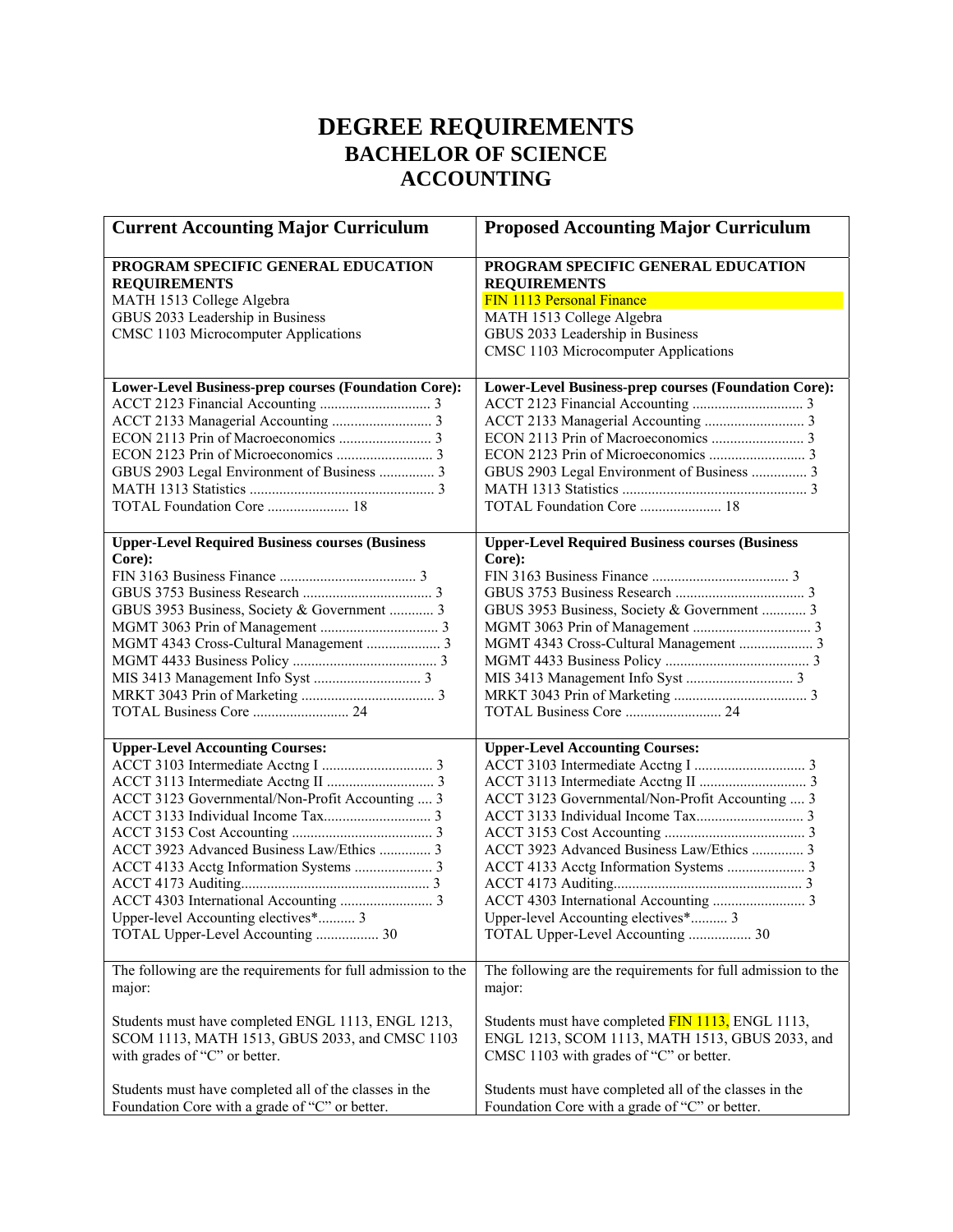# DEGREE REQUIREMENTS
## BACHELOR OF SCIENCE
## ACCOUNTING

| Current Accounting Major Curriculum | Proposed Accounting Major Curriculum |
|---|---|
| **PROGRAM SPECIFIC GENERAL EDUCATION REQUIREMENTS**<br>MATH 1513 College Algebra<br>GBUS 2033 Leadership in Business<br>CMSC 1103 Microcomputer Applications | **PROGRAM SPECIFIC GENERAL EDUCATION REQUIREMENTS**<br>FIN 1113 Personal Finance<br>MATH 1513 College Algebra<br>GBUS 2033 Leadership in Business<br>CMSC 1103 Microcomputer Applications |
| **Lower-Level Business-prep courses (Foundation Core):**<br>ACCT 2123 Financial Accounting .............................. 3<br>ACCT 2133 Managerial Accounting ........................... 3<br>ECON 2113 Prin of Macroeconomics ......................... 3<br>ECON 2123 Prin of Microeconomics .......................... 3<br>GBUS 2903 Legal Environment of Business ............... 3<br>MATH 1313 Statistics .................................................. 3<br>TOTAL Foundation Core ...................... 18 | **Lower-Level Business-prep courses (Foundation Core):**<br>ACCT 2123 Financial Accounting .............................. 3<br>ACCT 2133 Managerial Accounting ........................... 3<br>ECON 2113 Prin of Macroeconomics ......................... 3<br>ECON 2123 Prin of Microeconomics .......................... 3<br>GBUS 2903 Legal Environment of Business ............... 3<br>MATH 1313 Statistics .................................................. 3<br>TOTAL Foundation Core ...................... 18 |
| **Upper-Level Required Business courses (Business Core):**<br>FIN 3163 Business Finance ..................................... 3<br>GBUS 3753 Business Research ................................... 3<br>GBUS 3953 Business, Society & Government ............ 3<br>MGMT 3063 Prin of Management ................................ 3<br>MGMT 4343 Cross-Cultural Management .................... 3<br>MGMT 4433 Business Policy ....................................... 3<br>MIS 3413 Management Info Syst ............................. 3<br>MRKT 3043 Prin of Marketing .................................... 3<br>TOTAL Business Core .......................... 24 | **Upper-Level Required Business courses (Business Core):**<br>FIN 3163 Business Finance ..................................... 3<br>GBUS 3753 Business Research ................................... 3<br>GBUS 3953 Business, Society & Government ............ 3<br>MGMT 3063 Prin of Management ................................ 3<br>MGMT 4343 Cross-Cultural Management .................... 3<br>MGMT 4433 Business Policy ....................................... 3<br>MIS 3413 Management Info Syst ............................. 3<br>MRKT 3043 Prin of Marketing .................................... 3<br>TOTAL Business Core .......................... 24 |
| **Upper-Level Accounting Courses:**<br>ACCT 3103 Intermediate Acctng I .............................. 3<br>ACCT 3113 Intermediate Acctng II ............................. 3<br>ACCT 3123 Governmental/Non-Profit Accounting .... 3<br>ACCT 3133 Individual Income Tax............................. 3<br>ACCT 3153 Cost Accounting ...................................... 3<br>ACCT 3923 Advanced Business Law/Ethics .............. 3<br>ACCT 4133 Acctg Information Systems ..................... 3<br>ACCT 4173 Auditing................................................... 3<br>ACCT 4303 International Accounting ......................... 3<br>Upper-level Accounting electives*.......... 3<br>TOTAL Upper-Level Accounting ................. 30 | **Upper-Level Accounting Courses:**<br>ACCT 3103 Intermediate Acctng I .............................. 3<br>ACCT 3113 Intermediate Acctng II ............................. 3<br>ACCT 3123 Governmental/Non-Profit Accounting .... 3<br>ACCT 3133 Individual Income Tax............................. 3<br>ACCT 3153 Cost Accounting ...................................... 3<br>ACCT 3923 Advanced Business Law/Ethics .............. 3<br>ACCT 4133 Acctg Information Systems ..................... 3<br>ACCT 4173 Auditing................................................... 3<br>ACCT 4303 International Accounting ......................... 3<br>Upper-level Accounting electives*.......... 3<br>TOTAL Upper-Level Accounting ................. 30 |
| The following are the requirements for full admission to the major:<br><br>Students must have completed ENGL 1113, ENGL 1213, SCOM 1113, MATH 1513, GBUS 2033, and CMSC 1103 with grades of "C" or better.<br><br>Students must have completed all of the classes in the Foundation Core with a grade of "C" or better. | The following are the requirements for full admission to the major:<br><br>Students must have completed FIN 1113, ENGL 1113, ENGL 1213, SCOM 1113, MATH 1513, GBUS 2033, and CMSC 1103 with grades of "C" or better.<br><br>Students must have completed all of the classes in the Foundation Core with a grade of "C" or better. |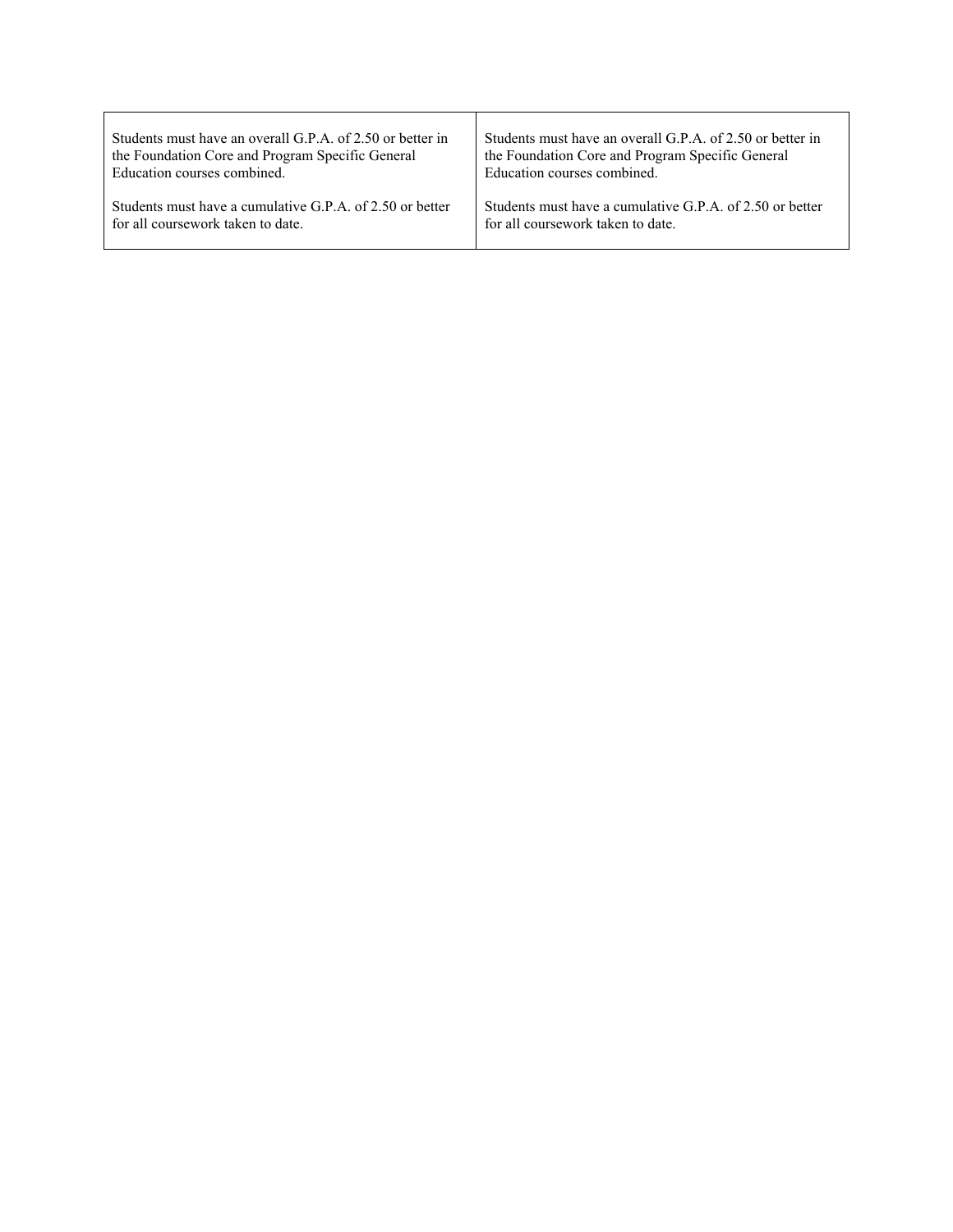| | |
|---|---|
| Students must have an overall G.P.A. of 2.50 or better in the Foundation Core and Program Specific General Education courses combined.<br><br>Students must have a cumulative G.P.A. of 2.50 or better for all coursework taken to date. | Students must have an overall G.P.A. of 2.50 or better in the Foundation Core and Program Specific General Education courses combined.<br><br>Students must have a cumulative G.P.A. of 2.50 or better for all coursework taken to date. |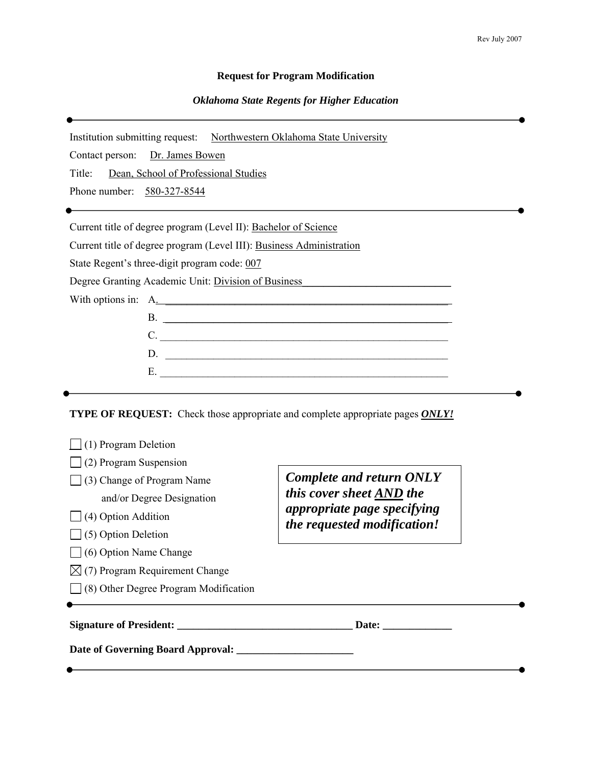Rev July 2007

**Request for Program Modification**

***Oklahoma State Regents for Higher Education***

---

Institution submitting request: Northwestern Oklahoma State University

Contact person: Dr. James Bowen

Title: Dean, School of Professional Studies

Phone number: 580-327-8544

---

Current title of degree program (Level II): Bachelor of Science

Current title of degree program (Level III): Business Administration

State Regent's three-digit program code: 007

Degree Granting Academic Unit: Division of Business

With options in:
- A. ____________
- B. ____________
- C. ____________
- D. ____________
- E. ____________

---

**TYPE OF REQUEST:** Check those appropriate and complete appropriate pages ***ONLY!***

- ☐ (1) Program Deletion
- ☐ (2) Program Suspension
- ☐ (3) Change of Program Name and/or Degree Designation
- ☐ (4) Option Addition
- ☐ (5) Option Deletion
- ☐ (6) Option Name Change
- ☒ (7) Program Requirement Change
- ☐ (8) Other Degree Program Modification

***Complete and return ONLY this cover sheet AND the appropriate page specifying the requested modification!***

---

**Signature of President: ________________ Date: ____________**

**Date of Governing Board Approval: ________________**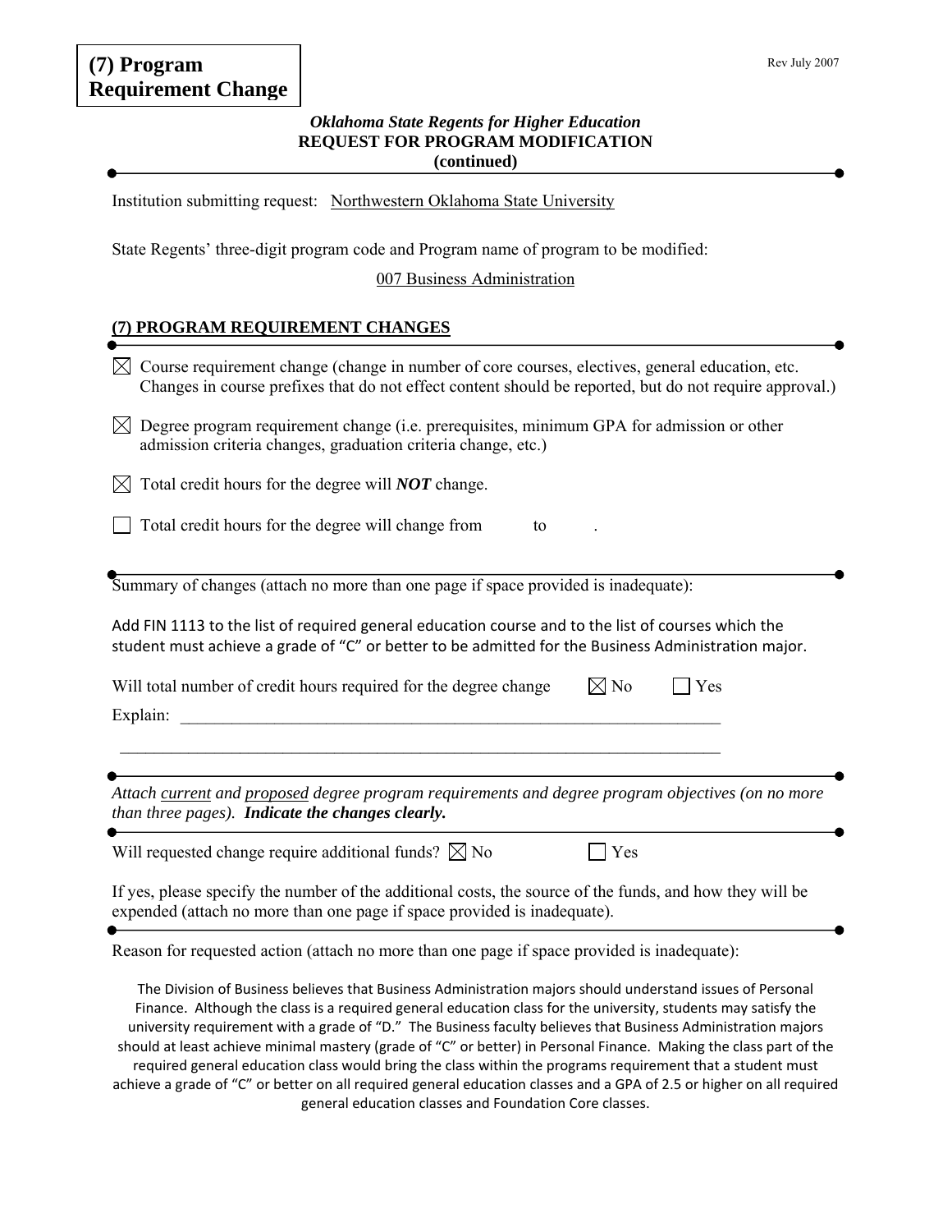**(7) Program Requirement Change**

Rev July 2007

***Oklahoma State Regents for Higher Education***
**REQUEST FOR PROGRAM MODIFICATION**
**(continued)**

Institution submitting request: Northwestern Oklahoma State University

State Regents' three-digit program code and Program name of program to be modified:

007 Business Administration

## (7) PROGRAM REQUIREMENT CHANGES

☒ Course requirement change (change in number of core courses, electives, general education, etc. Changes in course prefixes that do not effect content should be reported, but do not require approval.)

☒ Degree program requirement change (i.e. prerequisites, minimum GPA for admission or other admission criteria changes, graduation criteria change, etc.)

☒ Total credit hours for the degree will ***NOT*** change.

☐ Total credit hours for the degree will change from ______ to ______.

Summary of changes (attach no more than one page if space provided is inadequate):

Add FIN 1113 to the list of required general education course and to the list of courses which the student must achieve a grade of "C" or better to be admitted for the Business Administration major.

Will total number of credit hours required for the degree change ☒ No ☐ Yes

Explain: ____________________________________________

*Attach current and proposed degree program requirements and degree program objectives (on no more than three pages).* ***Indicate the changes clearly.***

Will requested change require additional funds? ☒ No ☐ Yes

If yes, please specify the number of the additional costs, the source of the funds, and how they will be expended (attach no more than one page if space provided is inadequate).

Reason for requested action (attach no more than one page if space provided is inadequate):

The Division of Business believes that Business Administration majors should understand issues of Personal Finance. Although the class is a required general education class for the university, students may satisfy the university requirement with a grade of "D." The Business faculty believes that Business Administration majors should at least achieve minimal mastery (grade of "C" or better) in Personal Finance. Making the class part of the required general education class would bring the class within the programs requirement that a student must achieve a grade of "C" or better on all required general education classes and a GPA of 2.5 or higher on all required general education classes and Foundation Core classes.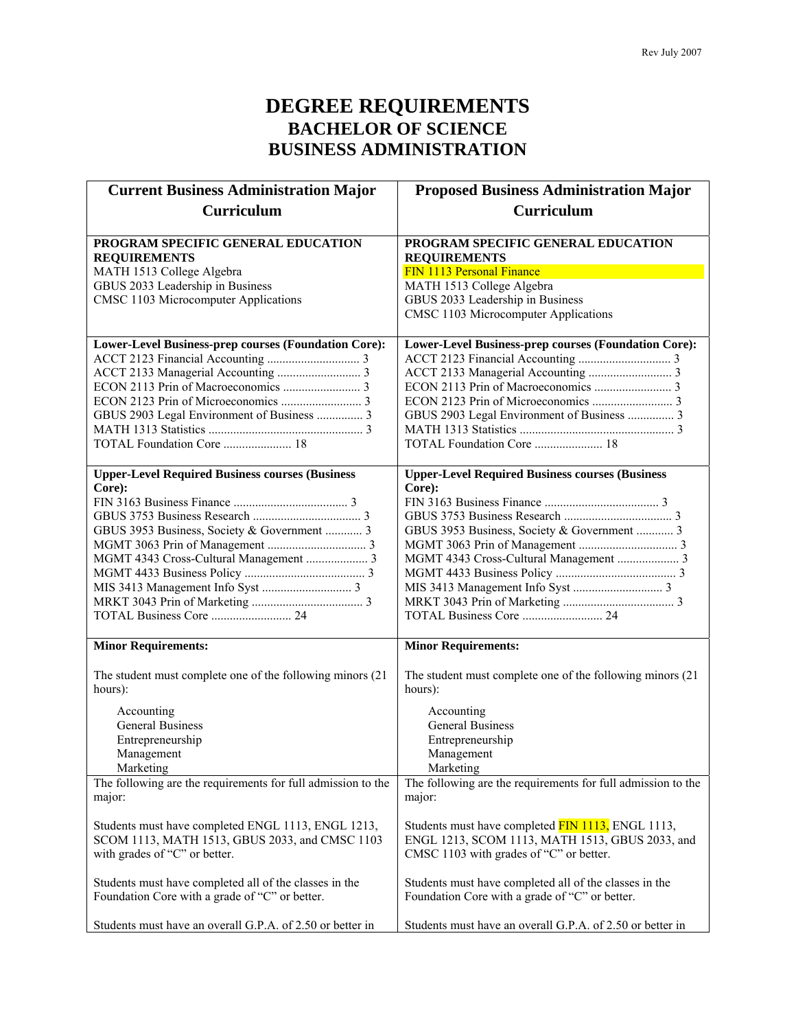# DEGREE REQUIREMENTS
## BACHELOR OF SCIENCE
## BUSINESS ADMINISTRATION

| Current Business Administration Major Curriculum | Proposed Business Administration Major Curriculum |
|---|---|
| **PROGRAM SPECIFIC GENERAL EDUCATION REQUIREMENTS**<br>MATH 1513 College Algebra<br>GBUS 2033 Leadership in Business<br>CMSC 1103 Microcomputer Applications | **PROGRAM SPECIFIC GENERAL EDUCATION REQUIREMENTS**<br>FIN 1113 Personal Finance<br>MATH 1513 College Algebra<br>GBUS 2033 Leadership in Business<br>CMSC 1103 Microcomputer Applications |
| **Lower-Level Business-prep courses (Foundation Core):**<br>ACCT 2123 Financial Accounting .............................. 3<br>ACCT 2133 Managerial Accounting ........................... 3<br>ECON 2113 Prin of Macroeconomics ......................... 3<br>ECON 2123 Prin of Microeconomics .......................... 3<br>GBUS 2903 Legal Environment of Business ............... 3<br>MATH 1313 Statistics .................................................. 3<br>TOTAL Foundation Core ...................... 18 | **Lower-Level Business-prep courses (Foundation Core):**<br>ACCT 2123 Financial Accounting .............................. 3<br>ACCT 2133 Managerial Accounting ........................... 3<br>ECON 2113 Prin of Macroeconomics ......................... 3<br>ECON 2123 Prin of Microeconomics .......................... 3<br>GBUS 2903 Legal Environment of Business ............... 3<br>MATH 1313 Statistics .................................................. 3<br>TOTAL Foundation Core ...................... 18 |
| **Upper-Level Required Business courses (Business Core):**<br>FIN 3163 Business Finance ..................................... 3<br>GBUS 3753 Business Research ................................... 3<br>GBUS 3953 Business, Society & Government ............ 3<br>MGMT 3063 Prin of Management ................................ 3<br>MGMT 4343 Cross-Cultural Management .................... 3<br>MGMT 4433 Business Policy ....................................... 3<br>MIS 3413 Management Info Syst ............................. 3<br>MRKT 3043 Prin of Marketing .................................... 3<br>TOTAL Business Core .......................... 24 | **Upper-Level Required Business courses (Business Core):**<br>FIN 3163 Business Finance ..................................... 3<br>GBUS 3753 Business Research ................................... 3<br>GBUS 3953 Business, Society & Government ............ 3<br>MGMT 3063 Prin of Management ................................ 3<br>MGMT 4343 Cross-Cultural Management .................... 3<br>MGMT 4433 Business Policy ....................................... 3<br>MIS 3413 Management Info Syst ............................. 3<br>MRKT 3043 Prin of Marketing .................................... 3<br>TOTAL Business Core .......................... 24 |
| **Minor Requirements:**<br><br>The student must complete one of the following minors (21 hours):<br><br>Accounting<br>General Business<br>Entrepreneurship<br>Management<br>Marketing | **Minor Requirements:**<br><br>The student must complete one of the following minors (21 hours):<br><br>Accounting<br>General Business<br>Entrepreneurship<br>Management<br>Marketing |
| The following are the requirements for full admission to the major:<br><br>Students must have completed ENGL 1113, ENGL 1213, SCOM 1113, MATH 1513, GBUS 2033, and CMSC 1103 with grades of "C" or better.<br><br>Students must have completed all of the classes in the Foundation Core with a grade of "C" or better.<br><br>Students must have an overall G.P.A. of 2.50 or better in | The following are the requirements for full admission to the major:<br><br>Students must have completed FIN 1113, ENGL 1113, ENGL 1213, SCOM 1113, MATH 1513, GBUS 2033, and CMSC 1103 with grades of "C" or better.<br><br>Students must have completed all of the classes in the Foundation Core with a grade of "C" or better.<br><br>Students must have an overall G.P.A. of 2.50 or better in |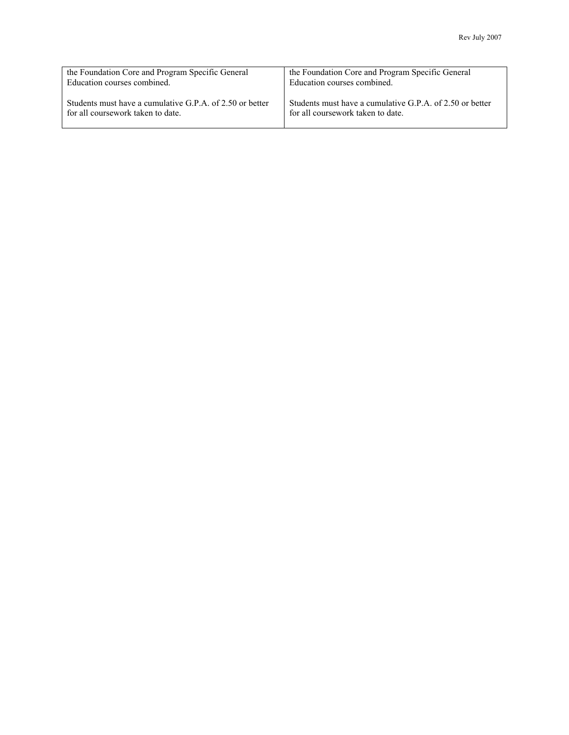| the Foundation Core and Program Specific General Education courses combined.<br><br>Students must have a cumulative G.P.A. of 2.50 or better for all coursework taken to date. | the Foundation Core and Program Specific General Education courses combined.<br><br>Students must have a cumulative G.P.A. of 2.50 or better for all coursework taken to date. |
|---|---|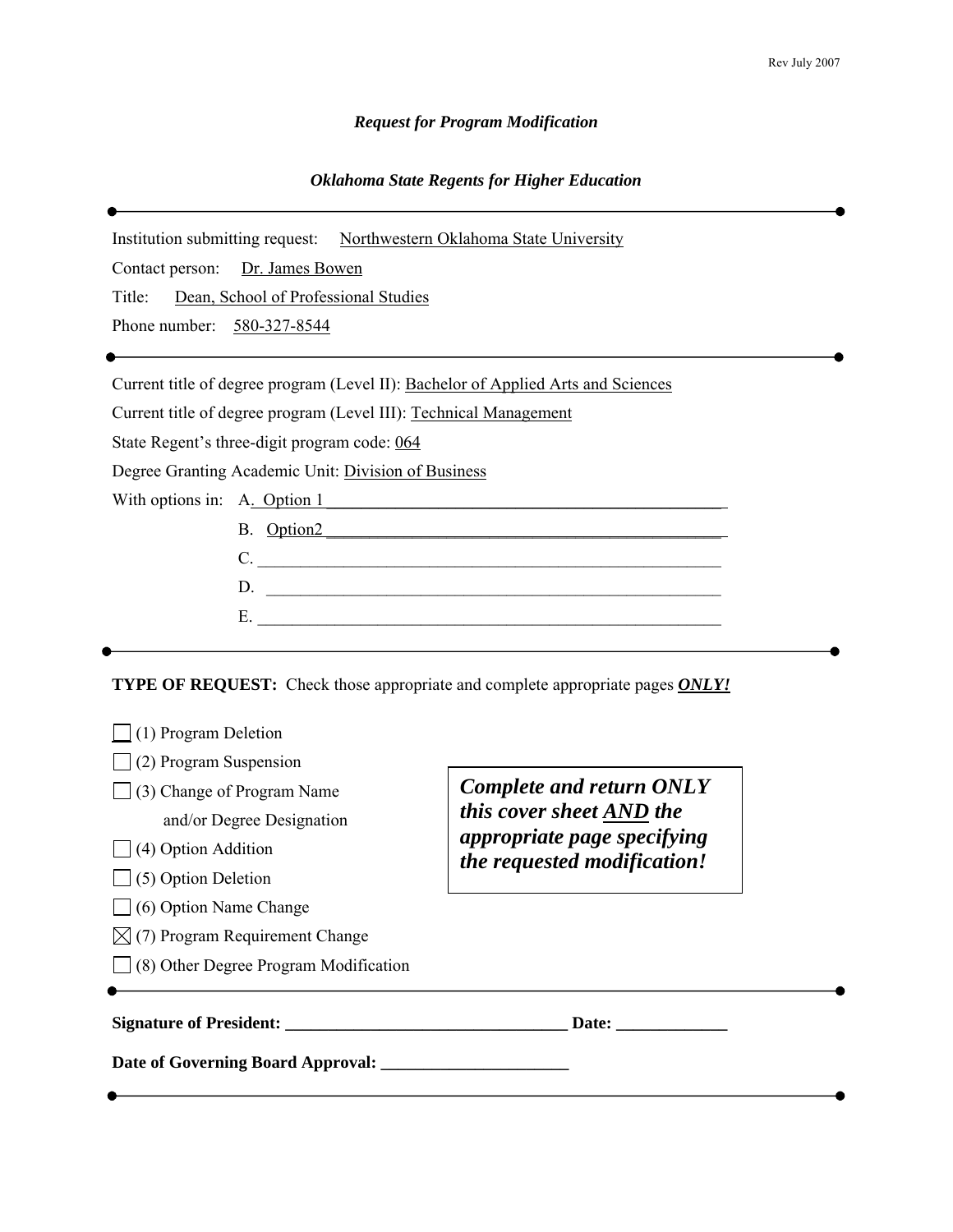Rev July 2007

***Request for Program Modification***

***Oklahoma State Regents for Higher Education***

---

Institution submitting request: Northwestern Oklahoma State University

Contact person: Dr. James Bowen

Title: Dean, School of Professional Studies

Phone number: 580-327-8544

---

Current title of degree program (Level II): Bachelor of Applied Arts and Sciences

Current title of degree program (Level III): Technical Management

State Regent's three-digit program code: 064

Degree Granting Academic Unit: Division of Business

With options in: A. Option 1

B. Option2

C. ______________________________

D. ______________________________

E. ______________________________

---

**TYPE OF REQUEST:** Check those appropriate and complete appropriate pages ***ONLY!***

- ☐ (1) Program Deletion
- ☐ (2) Program Suspension
- ☐ (3) Change of Program Name and/or Degree Designation
- ☐ (4) Option Addition
- ☐ (5) Option Deletion
- ☐ (6) Option Name Change
- ☒ (7) Program Requirement Change
- ☐ (8) Other Degree Program Modification

***Complete and return ONLY this cover sheet AND the appropriate page specifying the requested modification!***

---

**Signature of President: ______________________________ Date: ____________**

**Date of Governing Board Approval: ____________________**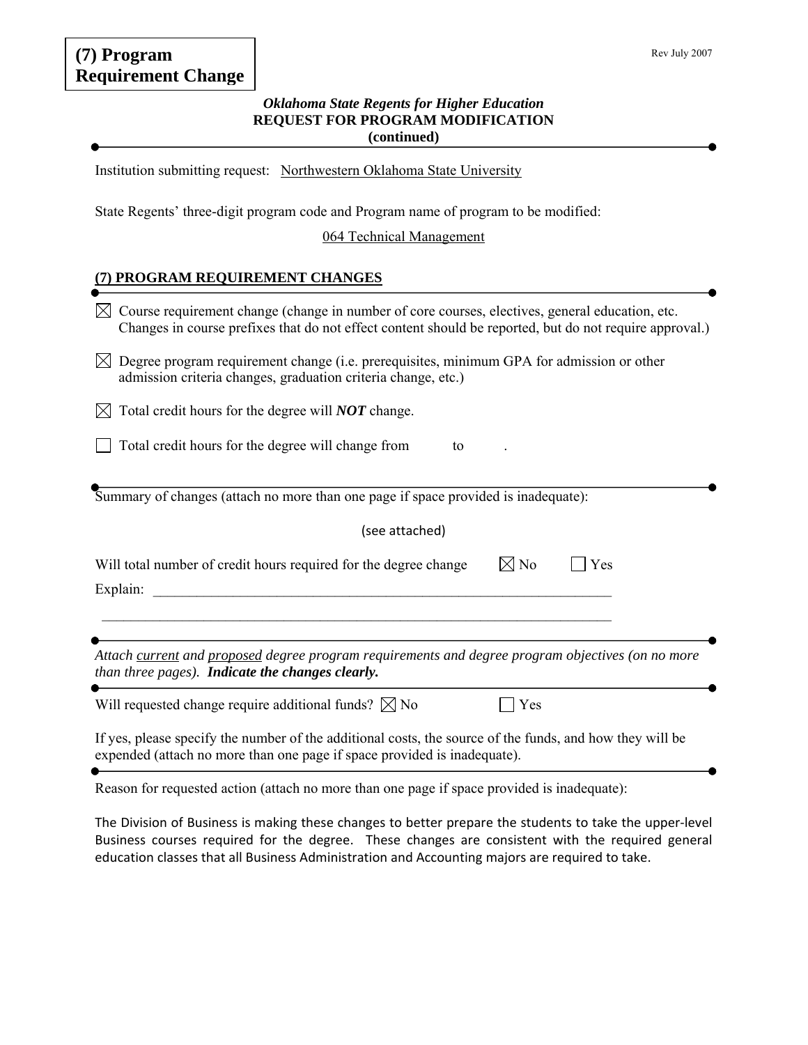**(7) Program Requirement Change**

*Oklahoma State Regents for Higher Education*
**REQUEST FOR PROGRAM MODIFICATION**
**(continued)**

Institution submitting request: Northwestern Oklahoma State University

State Regents' three-digit program code and Program name of program to be modified:

064 Technical Management

## (7) PROGRAM REQUIREMENT CHANGES

☒ Course requirement change (change in number of core courses, electives, general education, etc. Changes in course prefixes that do not effect content should be reported, but do not require approval.)

☒ Degree program requirement change (i.e. prerequisites, minimum GPA for admission or other admission criteria changes, graduation criteria change, etc.)

☒ Total credit hours for the degree will ***NOT*** change.

☐ Total credit hours for the degree will change from ______ to ______.

Summary of changes (attach no more than one page if space provided is inadequate):

(see attached)

Will total number of credit hours required for the degree change ☒ No ☐ Yes

Explain: ____________________________________________________________

*Attach current and proposed degree program requirements and degree program objectives (on no more than three pages).* ***Indicate the changes clearly.***

Will requested change require additional funds? ☒ No ☐ Yes

If yes, please specify the number of the additional costs, the source of the funds, and how they will be expended (attach no more than one page if space provided is inadequate).

Reason for requested action (attach no more than one page if space provided is inadequate):

The Division of Business is making these changes to better prepare the students to take the upper-level Business courses required for the degree. These changes are consistent with the required general education classes that all Business Administration and Accounting majors are required to take.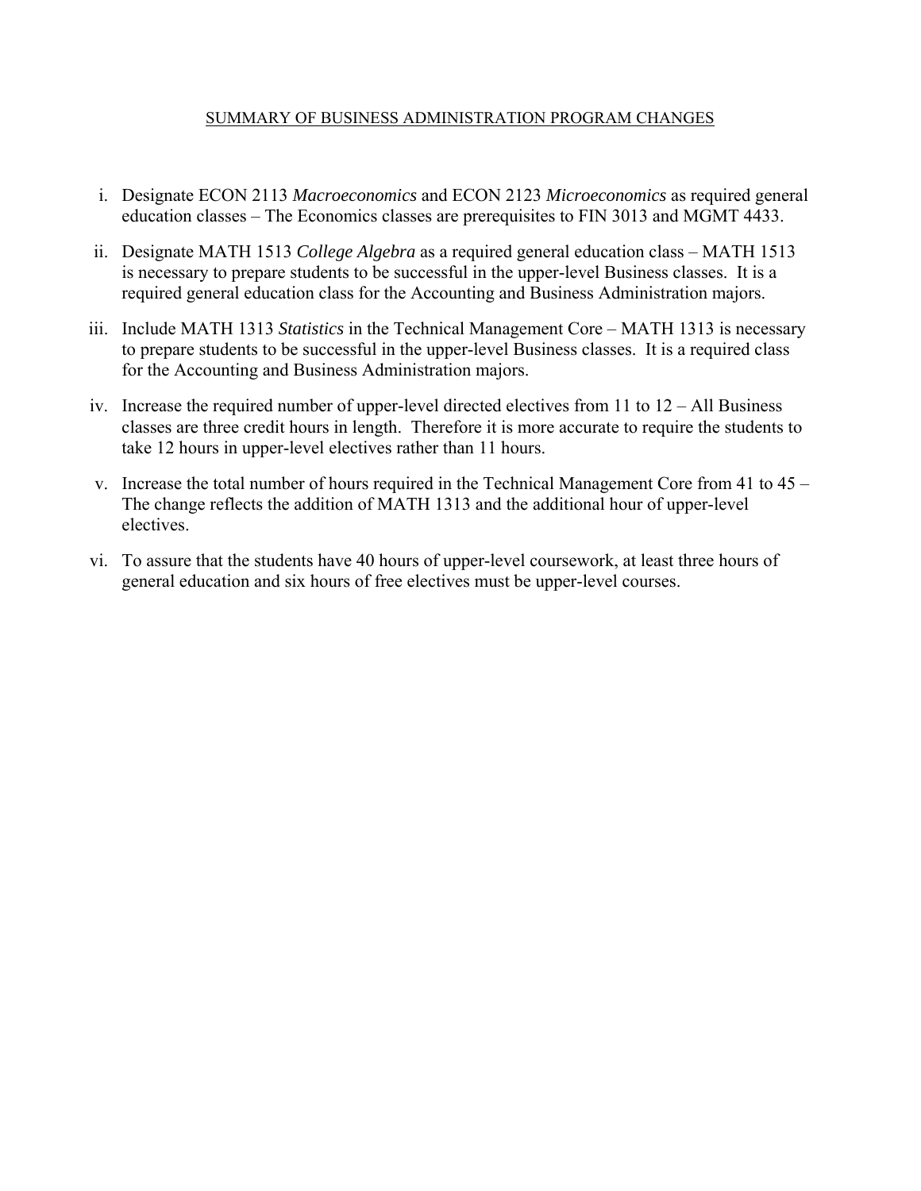# SUMMARY OF BUSINESS ADMINISTRATION PROGRAM CHANGES

i. Designate ECON 2113 *Macroeconomics* and ECON 2123 *Microeconomics* as required general education classes – The Economics classes are prerequisites to FIN 3013 and MGMT 4433.

ii. Designate MATH 1513 *College Algebra* as a required general education class – MATH 1513 is necessary to prepare students to be successful in the upper-level Business classes. It is a required general education class for the Accounting and Business Administration majors.

iii. Include MATH 1313 *Statistics* in the Technical Management Core – MATH 1313 is necessary to prepare students to be successful in the upper-level Business classes. It is a required class for the Accounting and Business Administration majors.

iv. Increase the required number of upper-level directed electives from 11 to 12 – All Business classes are three credit hours in length. Therefore it is more accurate to require the students to take 12 hours in upper-level electives rather than 11 hours.

v. Increase the total number of hours required in the Technical Management Core from 41 to 45 – The change reflects the addition of MATH 1313 and the additional hour of upper-level electives.

vi. To assure that the students have 40 hours of upper-level coursework, at least three hours of general education and six hours of free electives must be upper-level courses.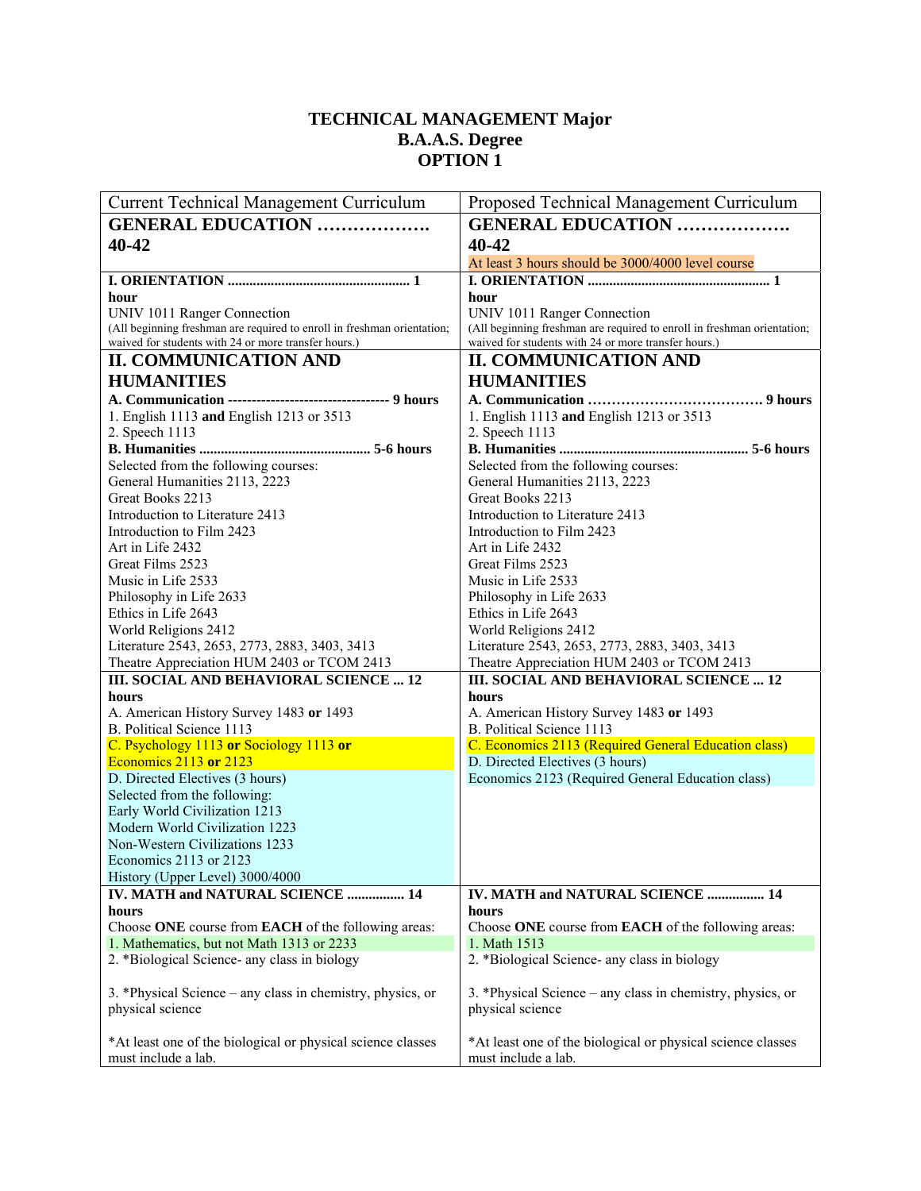# TECHNICAL MANAGEMENT Major
## B.A.A.S. Degree
## OPTION 1

| Current Technical Management Curriculum | Proposed Technical Management Curriculum |
|---|---|
| **GENERAL EDUCATION ………………. 40-42** | **GENERAL EDUCATION ………………. 40-42**<br>At least 3 hours should be 3000/4000 level course |
| **I. ORIENTATION .................................................. 1 hour**<br>UNIV 1011 Ranger Connection<br>(All beginning freshman are required to enroll in freshman orientation; waived for students with 24 or more transfer hours.) | **I. ORIENTATION .................................................. 1 hour**<br>UNIV 1011 Ranger Connection<br>(All beginning freshman are required to enroll in freshman orientation; waived for students with 24 or more transfer hours.) |
| **II. COMMUNICATION AND HUMANITIES**<br>**A. Communication ---------------------------------- 9 hours**<br>1. English 1113 **and** English 1213 or 3513<br>2. Speech 1113<br>**B. Humanities ............................................... 5-6 hours**<br>Selected from the following courses:<br>General Humanities 2113, 2223<br>Great Books 2213<br>Introduction to Literature 2413<br>Introduction to Film 2423<br>Art in Life 2432<br>Great Films 2523<br>Music in Life 2533<br>Philosophy in Life 2633<br>Ethics in Life 2643<br>World Religions 2412<br>Literature 2543, 2653, 2773, 2883, 3403, 3413<br>Theatre Appreciation HUM 2403 or TCOM 2413 | **II. COMMUNICATION AND HUMANITIES**<br>**A. Communication ………………………………. 9 hours**<br>1. English 1113 **and** English 1213 or 3513<br>2. Speech 1113<br>**B. Humanities .................................................... 5-6 hours**<br>Selected from the following courses:<br>General Humanities 2113, 2223<br>Great Books 2213<br>Introduction to Literature 2413<br>Introduction to Film 2423<br>Art in Life 2432<br>Great Films 2523<br>Music in Life 2533<br>Philosophy in Life 2633<br>Ethics in Life 2643<br>World Religions 2412<br>Literature 2543, 2653, 2773, 2883, 3403, 3413<br>Theatre Appreciation HUM 2403 or TCOM 2413 |
| **III. SOCIAL AND BEHAVIORAL SCIENCE ... 12 hours**<br>A. American History Survey 1483 **or** 1493<br>B. Political Science 1113<br>C. Psychology 1113 **or** Sociology 1113 **or** Economics 2113 **or** 2123<br>D. Directed Electives (3 hours)<br>Selected from the following:<br>Early World Civilization 1213<br>Modern World Civilization 1223<br>Non-Western Civilizations 1233<br>Economics 2113 or 2123<br>History (Upper Level) 3000/4000 | **III. SOCIAL AND BEHAVIORAL SCIENCE ... 12 hours**<br>A. American History Survey 1483 **or** 1493<br>B. Political Science 1113<br>C. Economics 2113 (Required General Education class)<br>D. Directed Electives (3 hours)<br>Economics 2123 (Required General Education class) |
| **IV. MATH and NATURAL SCIENCE ................ 14 hours**<br>Choose **ONE** course from **EACH** of the following areas:<br>1. Mathematics, but not Math 1313 or 2233<br>2. *Biological Science- any class in biology<br><br>3. *Physical Science – any class in chemistry, physics, or physical science<br><br>*At least one of the biological or physical science classes must include a lab. | **IV. MATH and NATURAL SCIENCE ................ 14 hours**<br>Choose **ONE** course from **EACH** of the following areas:<br>1. Math 1513<br>2. *Biological Science- any class in biology<br><br>3. *Physical Science – any class in chemistry, physics, or physical science<br><br>*At least one of the biological or physical science classes must include a lab. |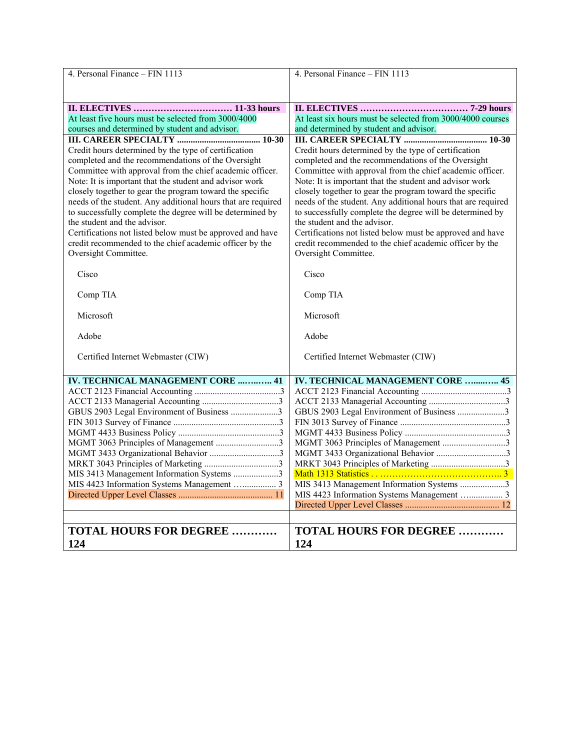| | |
|---|---|
| 4. Personal Finance – FIN 1113 | 4. Personal Finance – FIN 1113 |
| **II. ELECTIVES …………………………… 11-33 hours**<br>At least five hours must be selected from 3000/4000 courses and determined by student and advisor. | **II. ELECTIVES ……………………………… 7-29 hours**<br>At least six hours must be selected from 3000/4000 courses and determined by student and advisor. |
| **III. CAREER SPECIALTY .................................... 10-30**<br>Credit hours determined by the type of certification completed and the recommendations of the Oversight Committee with approval from the chief academic officer. Note: It is important that the student and advisor work closely together to gear the program toward the specific needs of the student. Any additional hours that are required to successfully complete the degree will be determined by the student and the advisor.<br>Certifications not listed below must be approved and have credit recommended to the chief academic officer by the Oversight Committee.<br><br>Cisco<br><br>Comp TIA<br><br>Microsoft<br><br>Adobe<br><br>Certified Internet Webmaster (CIW) | **III. CAREER SPECIALTY .................................... 10-30**<br>Credit hours determined by the type of certification completed and the recommendations of the Oversight Committee with approval from the chief academic officer. Note: It is important that the student and advisor work closely together to gear the program toward the specific needs of the student. Any additional hours that are required to successfully complete the degree will be determined by the student and the advisor.<br>Certifications not listed below must be approved and have credit recommended to the chief academic officer by the Oversight Committee.<br><br>Cisco<br><br>Comp TIA<br><br>Microsoft<br><br>Adobe<br><br>Certified Internet Webmaster (CIW) |
| **IV. TECHNICAL MANAGEMENT CORE ...….….. 41**<br>ACCT 2123 Financial Accounting .....................................3<br>ACCT 2133 Managerial Accounting ..................................3<br>GBUS 2903 Legal Environment of Business .....................3<br>FIN 3013 Survey of Finance ...............................................3<br>MGMT 4433 Business Policy .............................................3<br>MGMT 3063 Principles of Management ............................3<br>MGMT 3433 Organizational Behavior ...............................3<br>MRKT 3043 Principles of Marketing .................................3<br>MIS 3413 Management Information Systems ....................3<br>MIS 4423 Information Systems Management …............... 3<br>Directed Upper Level Classes ......................................... 11 | **IV. TECHNICAL MANAGEMENT CORE …....….. 45**<br>ACCT 2123 Financial Accounting .....................................3<br>ACCT 2133 Managerial Accounting ..................................3<br>GBUS 2903 Legal Environment of Business .....................3<br>FIN 3013 Survey of Finance ...............................................3<br>MGMT 4433 Business Policy .............................................3<br>MGMT 3063 Principles of Management ............................3<br>MGMT 3433 Organizational Behavior ...............................3<br>MRKT 3043 Principles of Marketing .................................3<br>Math 1313 Statistics . . ………………………………….. 3<br>MIS 3413 Management Information Systems ....................3<br>MIS 4423 Information Systems Management …............... 3<br>Directed Upper Level Classes .......................................... 12 |
| | |
| **TOTAL HOURS FOR DEGREE ………… 124** | **TOTAL HOURS FOR DEGREE ………… 124** |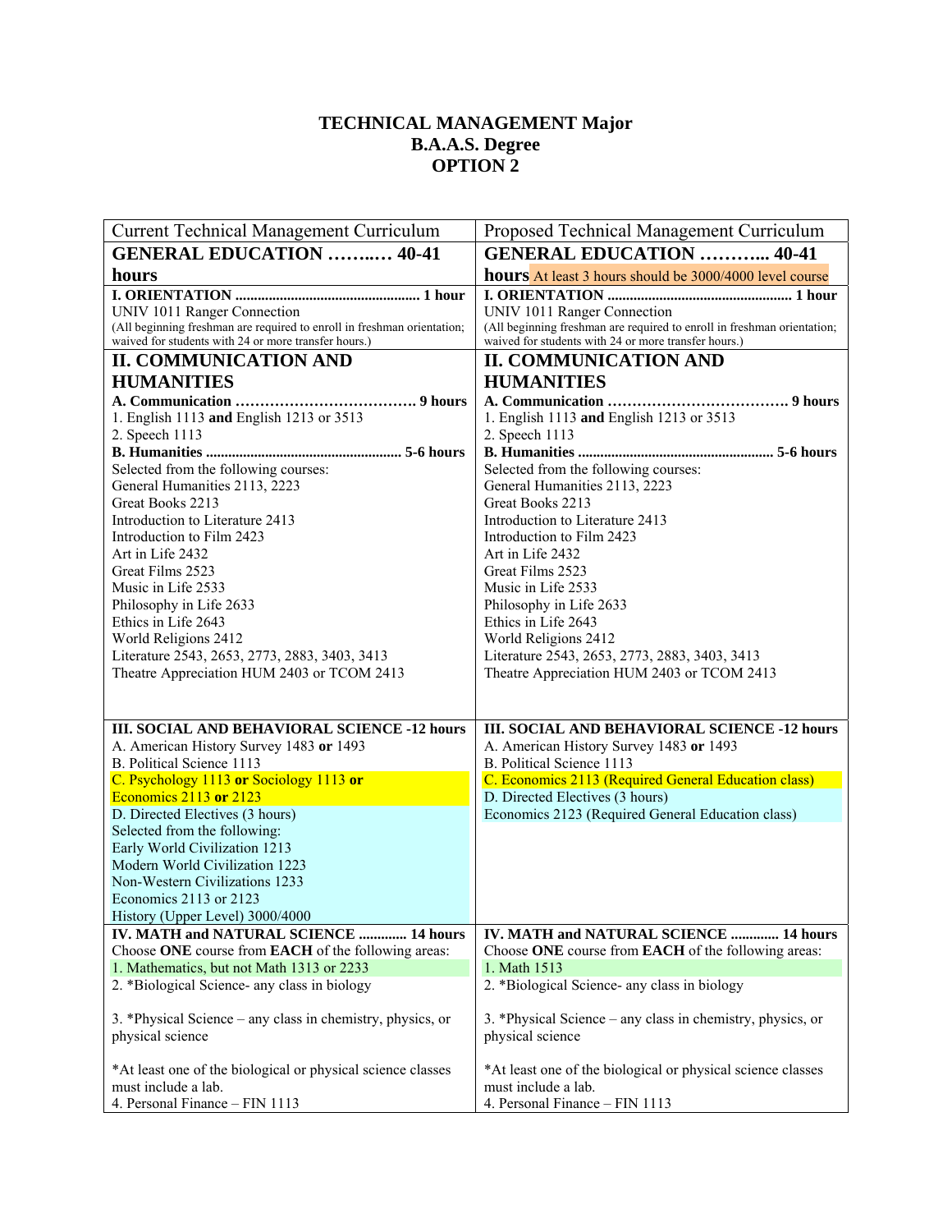# TECHNICAL MANAGEMENT Major
## B.A.A.S. Degree
## OPTION 2

| Current Technical Management Curriculum | Proposed Technical Management Curriculum |
|---|---|
| **GENERAL EDUCATION ……..… 40-41 hours** | **GENERAL EDUCATION ………... 40-41 hours** At least 3 hours should be 3000/4000 level course |
| **I. ORIENTATION ................................................. 1 hour**<br>UNIV 1011 Ranger Connection<br>(All beginning freshman are required to enroll in freshman orientation; waived for students with 24 or more transfer hours.) | **I. ORIENTATION ................................................. 1 hour**<br>UNIV 1011 Ranger Connection<br>(All beginning freshman are required to enroll in freshman orientation; waived for students with 24 or more transfer hours.) |
| **II. COMMUNICATION AND HUMANITIES**<br>**A. Communication ………………………………. 9 hours**<br>1. English 1113 **and** English 1213 or 3513<br>2. Speech 1113<br>**B. Humanities .................................................... 5-6 hours**<br>Selected from the following courses:<br>General Humanities 2113, 2223<br>Great Books 2213<br>Introduction to Literature 2413<br>Introduction to Film 2423<br>Art in Life 2432<br>Great Films 2523<br>Music in Life 2533<br>Philosophy in Life 2633<br>Ethics in Life 2643<br>World Religions 2412<br>Literature 2543, 2653, 2773, 2883, 3403, 3413<br>Theatre Appreciation HUM 2403 or TCOM 2413 | **II. COMMUNICATION AND HUMANITIES**<br>**A. Communication ………………………………. 9 hours**<br>1. English 1113 **and** English 1213 or 3513<br>2. Speech 1113<br>**B. Humanities .................................................... 5-6 hours**<br>Selected from the following courses:<br>General Humanities 2113, 2223<br>Great Books 2213<br>Introduction to Literature 2413<br>Introduction to Film 2423<br>Art in Life 2432<br>Great Films 2523<br>Music in Life 2533<br>Philosophy in Life 2633<br>Ethics in Life 2643<br>World Religions 2412<br>Literature 2543, 2653, 2773, 2883, 3403, 3413<br>Theatre Appreciation HUM 2403 or TCOM 2413 |
| **III. SOCIAL AND BEHAVIORAL SCIENCE -12 hours**<br>A. American History Survey 1483 **or** 1493<br>B. Political Science 1113<br>C. Psychology 1113 **or** Sociology 1113 **or** Economics 2113 **or** 2123<br>D. Directed Electives (3 hours)<br>Selected from the following:<br>Early World Civilization 1213<br>Modern World Civilization 1223<br>Non-Western Civilizations 1233<br>Economics 2113 or 2123<br>History (Upper Level) 3000/4000 | **III. SOCIAL AND BEHAVIORAL SCIENCE -12 hours**<br>A. American History Survey 1483 **or** 1493<br>B. Political Science 1113<br>C. Economics 2113 (Required General Education class)<br>D. Directed Electives (3 hours)<br>Economics 2123 (Required General Education class) |
| **IV. MATH and NATURAL SCIENCE ............. 14 hours**<br>Choose **ONE** course from **EACH** of the following areas:<br>1. Mathematics, but not Math 1313 or 2233<br>2. *Biological Science- any class in biology<br><br>3. *Physical Science – any class in chemistry, physics, or physical science<br><br>*At least one of the biological or physical science classes must include a lab.<br>4. Personal Finance – FIN 1113 | **IV. MATH and NATURAL SCIENCE ............. 14 hours**<br>Choose **ONE** course from **EACH** of the following areas:<br>1. Math 1513<br>2. *Biological Science- any class in biology<br><br>3. *Physical Science – any class in chemistry, physics, or physical science<br><br>*At least one of the biological or physical science classes must include a lab.<br>4. Personal Finance – FIN 1113 |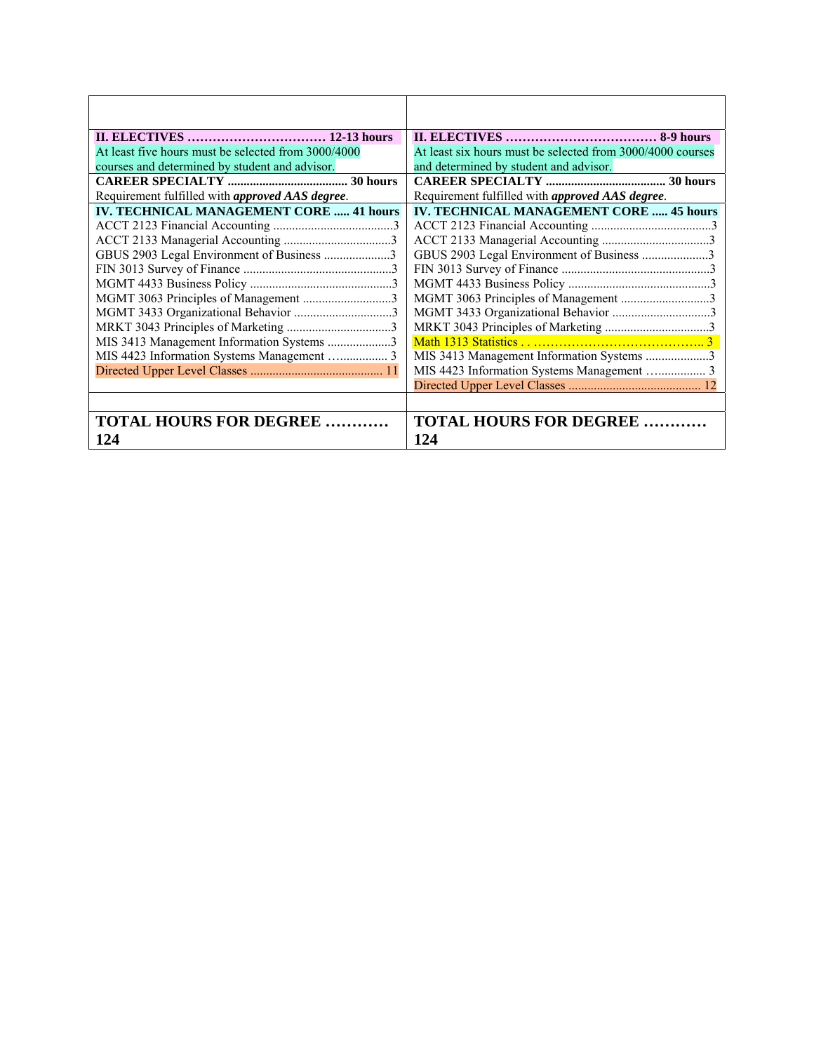| | |
|---|---|
| | |
| **II. ELECTIVES ................................ 12-13 hours**<br>At least five hours must be selected from 3000/4000 courses and determined by student and advisor. | **II. ELECTIVES ................................... 8-9 hours**<br>At least six hours must be selected from 3000/4000 courses and determined by student and advisor. |
| **CAREER SPECIALTY ..................................... 30 hours**<br>Requirement fulfilled with ***approved AAS degree***. | **CAREER SPECIALTY ..................................... 30 hours**<br>Requirement fulfilled with ***approved AAS degree***. |
| **IV. TECHNICAL MANAGEMENT CORE ..... 41 hours**<br>ACCT 2123 Financial Accounting ......................................3<br>ACCT 2133 Managerial Accounting ..................................3<br>GBUS 2903 Legal Environment of Business .....................3<br>FIN 3013 Survey of Finance ...............................................3<br>MGMT 4433 Business Policy .............................................3<br>MGMT 3063 Principles of Management ............................3<br>MGMT 3433 Organizational Behavior ...............................3<br>MRKT 3043 Principles of Marketing .................................3<br>MIS 3413 Management Information Systems ....................3<br>MIS 4423 Information Systems Management …............... 3<br>Directed Upper Level Classes ......................................... 11 | **IV. TECHNICAL MANAGEMENT CORE ..... 45 hours**<br>ACCT 2123 Financial Accounting ......................................3<br>ACCT 2133 Managerial Accounting ..................................3<br>GBUS 2903 Legal Environment of Business .....................3<br>FIN 3013 Survey of Finance ...............................................3<br>MGMT 4433 Business Policy .............................................3<br>MGMT 3063 Principles of Management ............................3<br>MGMT 3433 Organizational Behavior ...............................3<br>MRKT 3043 Principles of Marketing .................................3<br>Math 1313 Statistics . . ………………………………….. 3<br>MIS 3413 Management Information Systems ....................3<br>MIS 4423 Information Systems Management …............... 3<br>Directed Upper Level Classes .......................................... 12 |
| | |
| **TOTAL HOURS FOR DEGREE ………… 124** | **TOTAL HOURS FOR DEGREE ………… 124** |